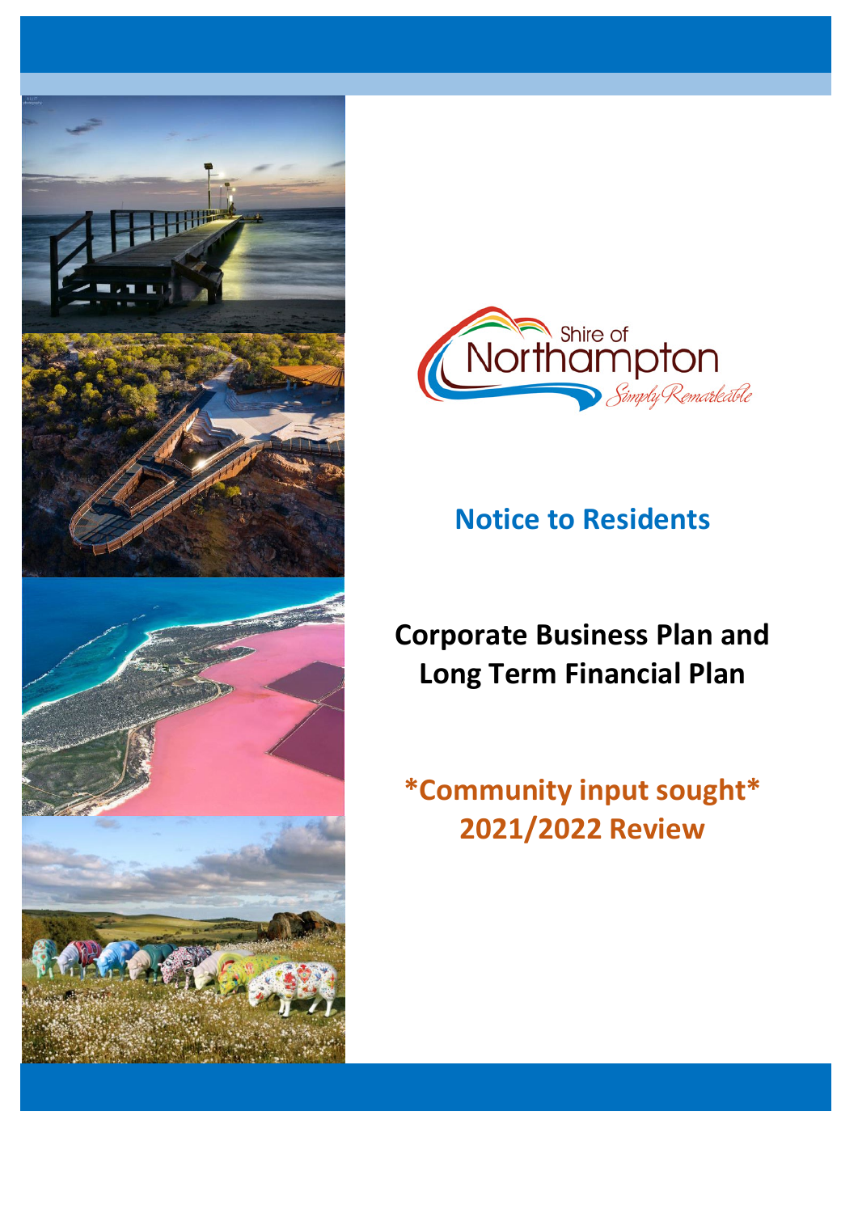Shire of Northampton

*Simply Remarkable*

## Notice to Residents

# Corporate Business Plan and Long Term Financial Plan

## *Community input sought*
## 2021/2022 Review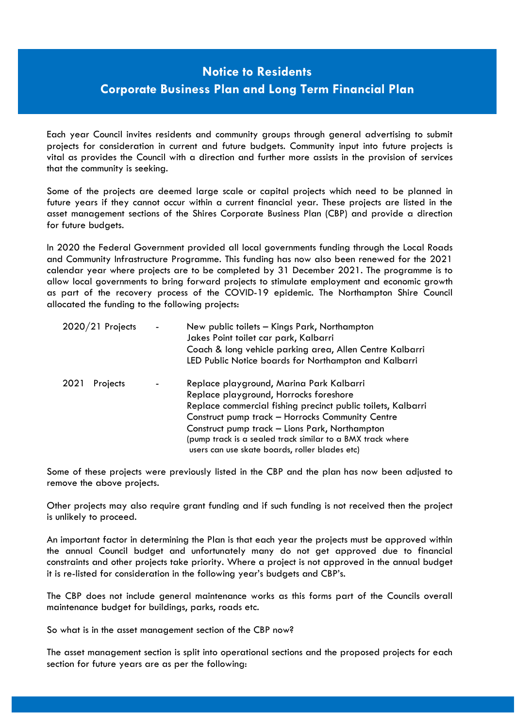# Notice to Residents

## Corporate Business Plan and Long Term Financial Plan

Each year Council invites residents and community groups through general advertising to submit projects for consideration in current and future budgets. Community input into future projects is vital as provides the Council with a direction and further more assists in the provision of services that the community is seeking.

Some of the projects are deemed large scale or capital projects which need to be planned in future years if they cannot occur within a current financial year. These projects are listed in the asset management sections of the Shires Corporate Business Plan (CBP) and provide a direction for future budgets.

In 2020 the Federal Government provided all local governments funding through the Local Roads and Community Infrastructure Programme. This funding has now also been renewed for the 2021 calendar year where projects are to be completed by 31 December 2021. The programme is to allow local governments to bring forward projects to stimulate employment and economic growth as part of the recovery process of the COVID-19 epidemic. The Northampton Shire Council allocated the funding to the following projects:

2020/21 Projects -
- New public toilets – Kings Park, Northampton
- Jakes Point toilet car park, Kalbarri
- Coach & long vehicle parking area, Allen Centre Kalbarri
- LED Public Notice boards for Northampton and Kalbarri

2021 Projects -
- Replace playground, Marina Park Kalbarri
- Replace playground, Horrocks foreshore
- Replace commercial fishing precinct public toilets, Kalbarri
- Construct pump track – Horrocks Community Centre
- Construct pump track – Lions Park, Northampton

(pump track is a sealed track similar to a BMX track where users can use skate boards, roller blades etc)

Some of these projects were previously listed in the CBP and the plan has now been adjusted to remove the above projects.

Other projects may also require grant funding and if such funding is not received then the project is unlikely to proceed.

An important factor in determining the Plan is that each year the projects must be approved within the annual Council budget and unfortunately many do not get approved due to financial constraints and other projects take priority. Where a project is not approved in the annual budget it is re-listed for consideration in the following year's budgets and CBP's.

The CBP does not include general maintenance works as this forms part of the Councils overall maintenance budget for buildings, parks, roads etc.

So what is in the asset management section of the CBP now?

The asset management section is split into operational sections and the proposed projects for each section for future years are as per the following: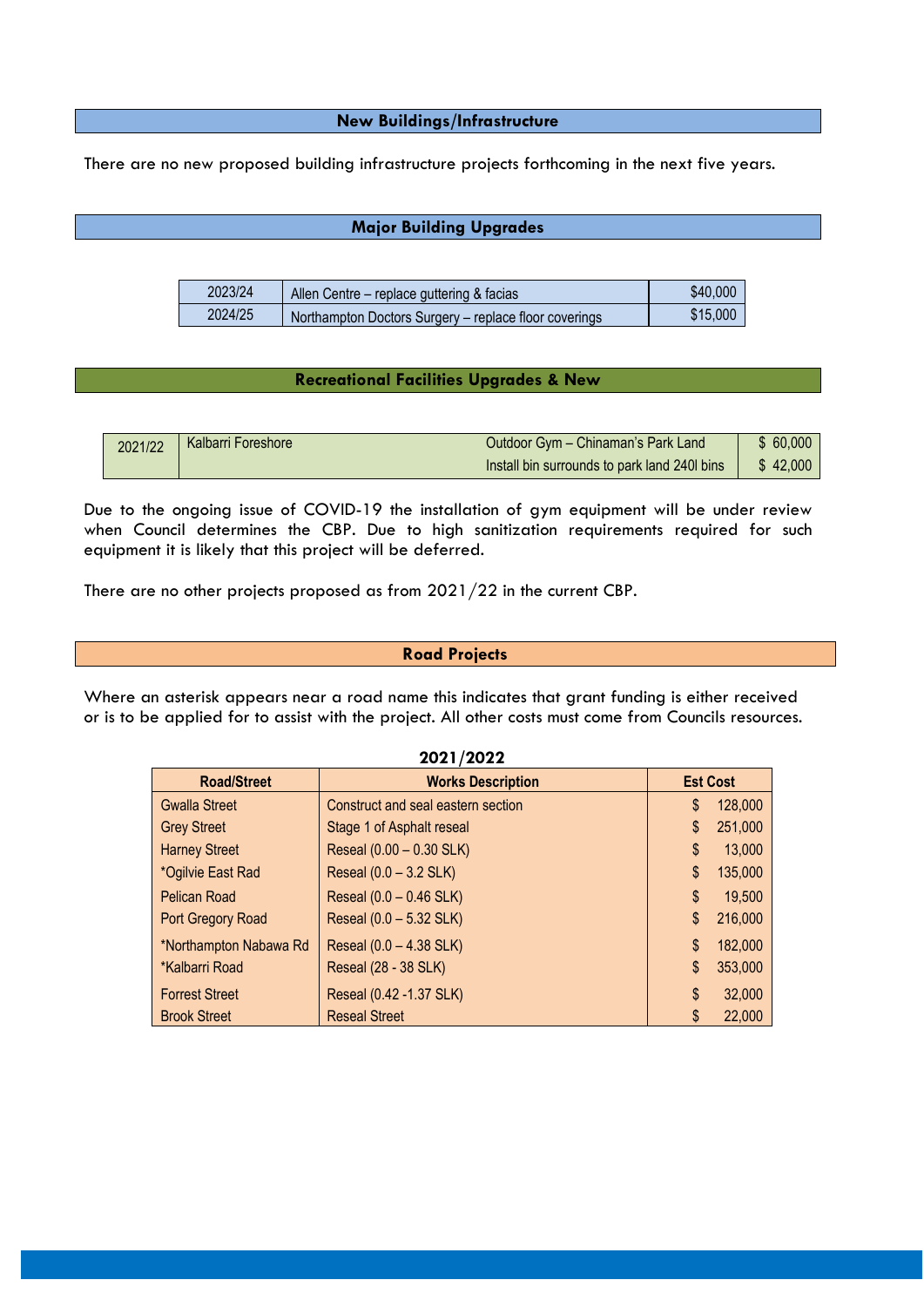## New Buildings/Infrastructure

There are no new proposed building infrastructure projects forthcoming in the next five years.

## Major Building Upgrades

| | | |
|---|---|---|
| 2023/24 | Allen Centre – replace guttering & facias | $40,000 |
| 2024/25 | Northampton Doctors Surgery – replace floor coverings | $15,000 |

## Recreational Facilities Upgrades & New

| | | | |
|---|---|---|---|
| 2021/22 | Kalbarri Foreshore | Outdoor Gym – Chinaman's Park Land | $ 60,000 |
| | | Install bin surrounds to park land 240l bins | $ 42,000 |

Due to the ongoing issue of COVID-19 the installation of gym equipment will be under review when Council determines the CBP. Due to high sanitization requirements required for such equipment it is likely that this project will be deferred.

There are no other projects proposed as from 2021/22 in the current CBP.

## Road Projects

Where an asterisk appears near a road name this indicates that grant funding is either received or is to be applied for to assist with the project. All other costs must come from Councils resources.

**2021/2022**

| Road/Street | Works Description | Est Cost |
|---|---|---|
| Gwalla Street | Construct and seal eastern section | $ 128,000 |
| Grey Street | Stage 1 of Asphalt reseal | $ 251,000 |
| Harney Street | Reseal (0.00 – 0.30 SLK) | $ 13,000 |
| *Ogilvie East Rad | Reseal (0.0 – 3.2 SLK) | $ 135,000 |
| Pelican Road | Reseal (0.0 – 0.46 SLK) | $ 19,500 |
| Port Gregory Road | Reseal (0.0 – 5.32 SLK) | $ 216,000 |
| *Northampton Nabawa Rd | Reseal (0.0 – 4.38 SLK) | $ 182,000 |
| *Kalbarri Road | Reseal (28 - 38 SLK) | $ 353,000 |
| Forrest Street | Reseal (0.42 -1.37 SLK) | $ 32,000 |
| Brook Street | Reseal Street | $ 22,000 |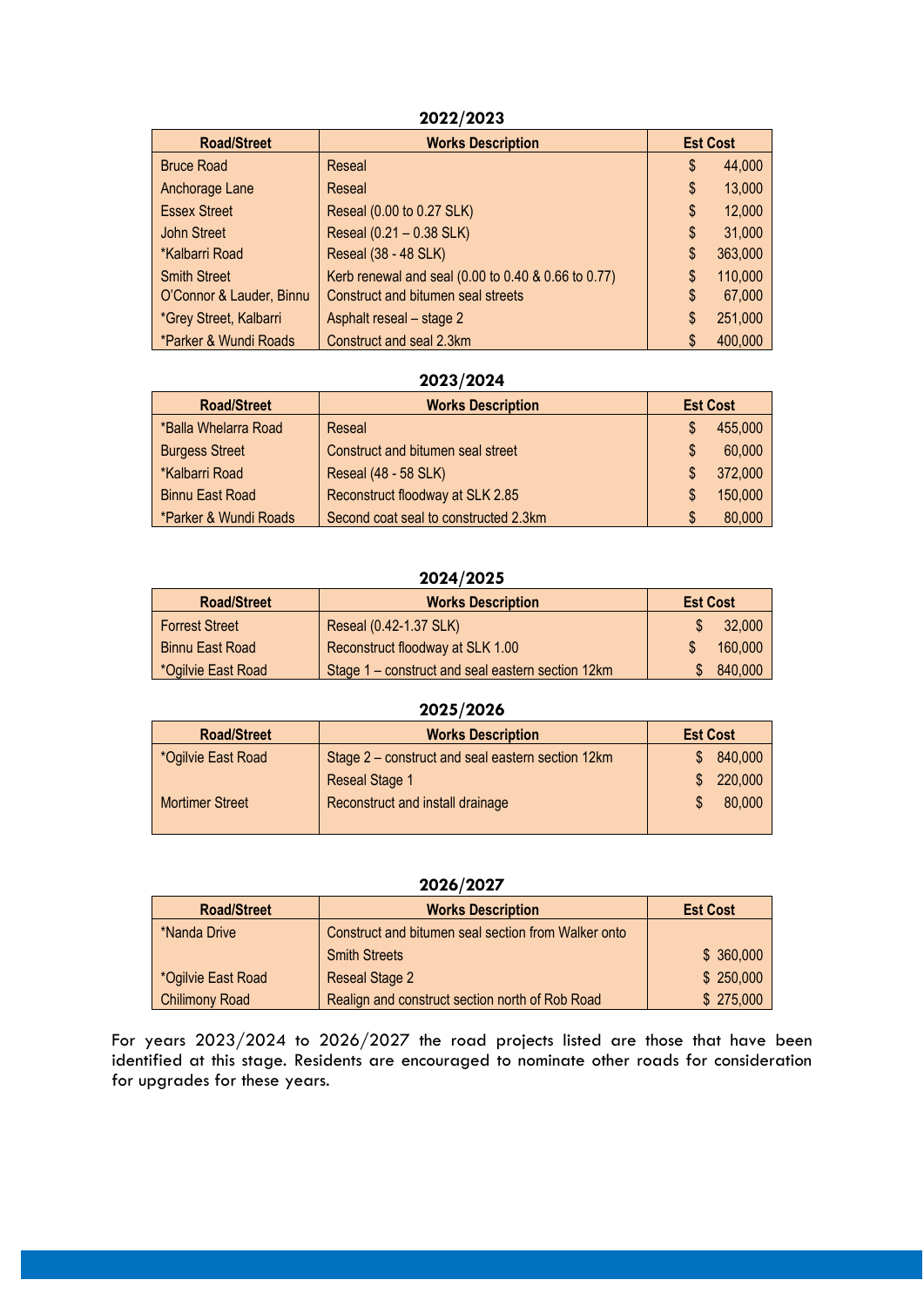## 2022/2023

| Road/Street | Works Description | Est Cost |
|---|---|---|
| Bruce Road | Reseal | $ 44,000 |
| Anchorage Lane | Reseal | $ 13,000 |
| Essex Street | Reseal (0.00 to 0.27 SLK) | $ 12,000 |
| John Street | Reseal (0.21 – 0.38 SLK) | $ 31,000 |
| *Kalbarri Road | Reseal (38 - 48 SLK) | $ 363,000 |
| Smith Street | Kerb renewal and seal (0.00 to 0.40 & 0.66 to 0.77) | $ 110,000 |
| O'Connor & Lauder, Binnu | Construct and bitumen seal streets | $ 67,000 |
| *Grey Street, Kalbarri | Asphalt reseal – stage 2 | $ 251,000 |
| *Parker & Wundi Roads | Construct and seal 2.3km | $ 400,000 |

## 2023/2024

| Road/Street | Works Description | Est Cost |
|---|---|---|
| *Balla Whelarra Road | Reseal | $ 455,000 |
| Burgess Street | Construct and bitumen seal street | $ 60,000 |
| *Kalbarri Road | Reseal (48 - 58 SLK) | $ 372,000 |
| Binnu East Road | Reconstruct floodway at SLK 2.85 | $ 150,000 |
| *Parker & Wundi Roads | Second coat seal to constructed 2.3km | $ 80,000 |

## 2024/2025

| Road/Street | Works Description | Est Cost |
|---|---|---|
| Forrest Street | Reseal (0.42-1.37 SLK) | $ 32,000 |
| Binnu East Road | Reconstruct floodway at SLK 1.00 | $ 160,000 |
| *Ogilvie East Road | Stage 1 – construct and seal eastern section 12km | $ 840,000 |

## 2025/2026

| Road/Street | Works Description | Est Cost |
|---|---|---|
| *Ogilvie East Road | Stage 2 – construct and seal eastern section 12km | $ 840,000 |
| | Reseal Stage 1 | $ 220,000 |
| Mortimer Street | Reconstruct and install drainage | $ 80,000 |

## 2026/2027

| Road/Street | Works Description | Est Cost |
|---|---|---|
| *Nanda Drive | Construct and bitumen seal section from Walker onto Smith Streets | $ 360,000 |
| *Ogilvie East Road | Reseal Stage 2 | $ 250,000 |
| Chilimony Road | Realign and construct section north of Rob Road | $ 275,000 |

For years 2023/2024 to 2026/2027 the road projects listed are those that have been identified at this stage. Residents are encouraged to nominate other roads for consideration for upgrades for these years.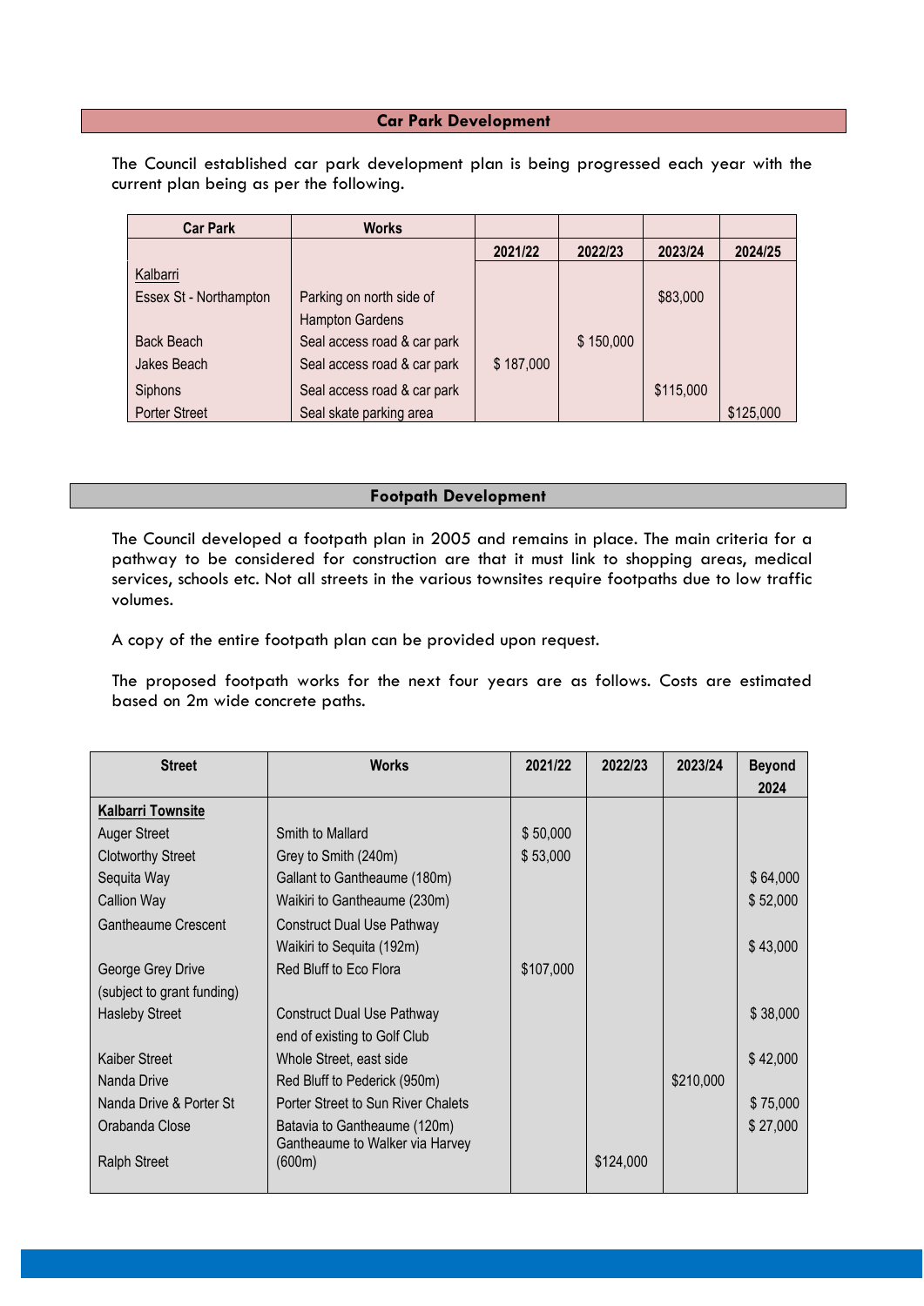## Car Park Development

The Council established car park development plan is being progressed each year with the current plan being as per the following.

| Car Park | Works | 2021/22 | 2022/23 | 2023/24 | 2024/25 |
|---|---|---|---|---|---|
| Kalbarri | | | | | |
| Essex St - Northampton | Parking on north side of Hampton Gardens | | | $83,000 | |
| Back Beach | Seal access road & car park | | $ 150,000 | | |
| Jakes Beach | Seal access road & car park | $ 187,000 | | | |
| Siphons | Seal access road & car park | | | $115,000 | |
| Porter Street | Seal skate parking area | | | | $125,000 |

## Footpath Development

The Council developed a footpath plan in 2005 and remains in place. The main criteria for a pathway to be considered for construction are that it must link to shopping areas, medical services, schools etc. Not all streets in the various townsites require footpaths due to low traffic volumes.

A copy of the entire footpath plan can be provided upon request.

The proposed footpath works for the next four years are as follows. Costs are estimated based on 2m wide concrete paths.

| Street | Works | 2021/22 | 2022/23 | 2023/24 | Beyond 2024 |
|---|---|---|---|---|---|
| **Kalbarri Townsite** | | | | | |
| Auger Street | Smith to Mallard | $ 50,000 | | | |
| Clotworthy Street | Grey to Smith (240m) | $ 53,000 | | | |
| Sequita Way | Gallant to Gantheaume (180m) | | | | $ 64,000 |
| Callion Way | Waikiri to Gantheaume (230m) | | | | $ 52,000 |
| Gantheaume Crescent | Construct Dual Use Pathway Waikiri to Sequita (192m) | | | | $ 43,000 |
| George Grey Drive (subject to grant funding) | Red Bluff to Eco Flora | $107,000 | | | |
| Hasleby Street | Construct Dual Use Pathway end of existing to Golf Club | | | | $ 38,000 |
| Kaiber Street | Whole Street, east side | | | | $ 42,000 |
| Nanda Drive | Red Bluff to Pederick (950m) | | | $210,000 | |
| Nanda Drive & Porter St | Porter Street to Sun River Chalets | | | | $ 75,000 |
| Orabanda Close | Batavia to Gantheaume (120m) | | | | $ 27,000 |
| Ralph Street | Gantheaume to Walker via Harvey (600m) | | $124,000 | | |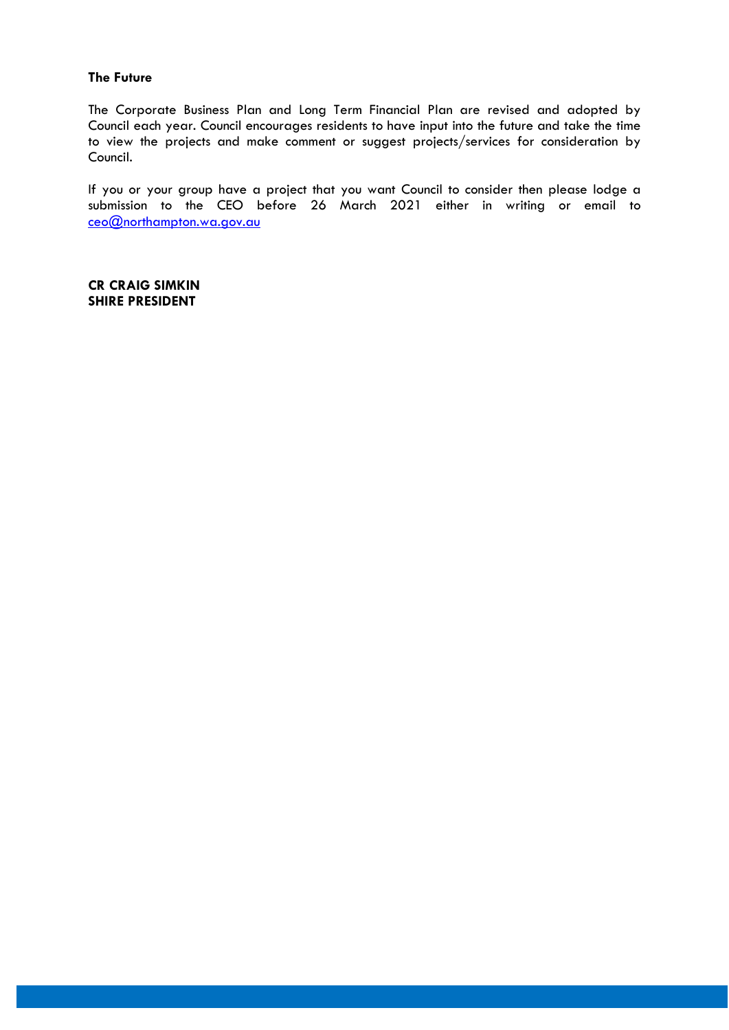**The Future**

The Corporate Business Plan and Long Term Financial Plan are revised and adopted by Council each year. Council encourages residents to have input into the future and take the time to view the projects and make comment or suggest projects/services for consideration by Council.

If you or your group have a project that you want Council to consider then please lodge a submission to the CEO before 26 March 2021 either in writing or email to ceo@northampton.wa.gov.au

**CR CRAIG SIMKIN**
**SHIRE PRESIDENT**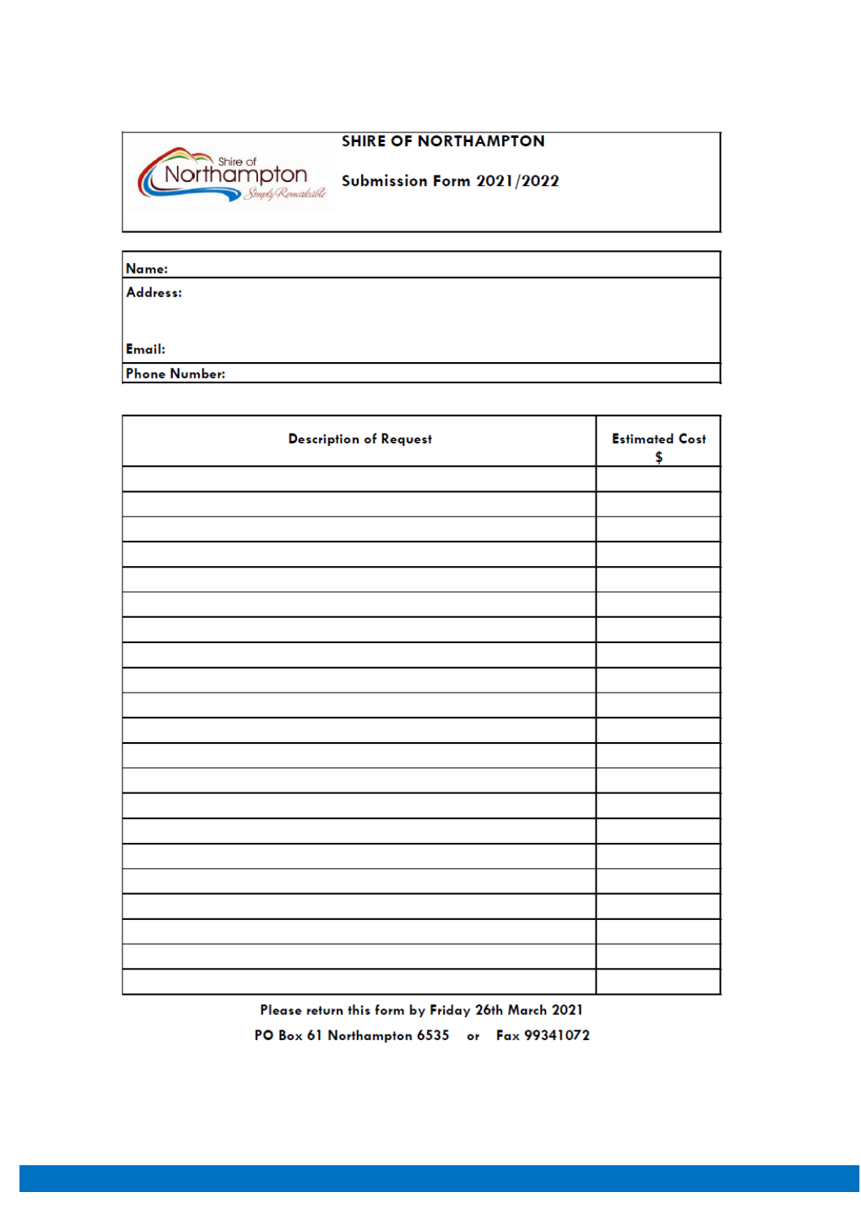**SHIRE OF NORTHAMPTON**

**Submission Form 2021/2022**

| **Name:** |
|---|
| **Address:** <br><br> **Email:** |
| **Phone Number:** |

| Description of Request | Estimated Cost $ |
|---|---|
| | |
| | |
| | |
| | |
| | |
| | |
| | |
| | |
| | |
| | |
| | |
| | |
| | |
| | |
| | |
| | |
| | |
| | |
| | |
| | |
| | |

**Please return this form by Friday 26th March 2021**

**PO Box 61 Northampton 6535 or Fax 99341072**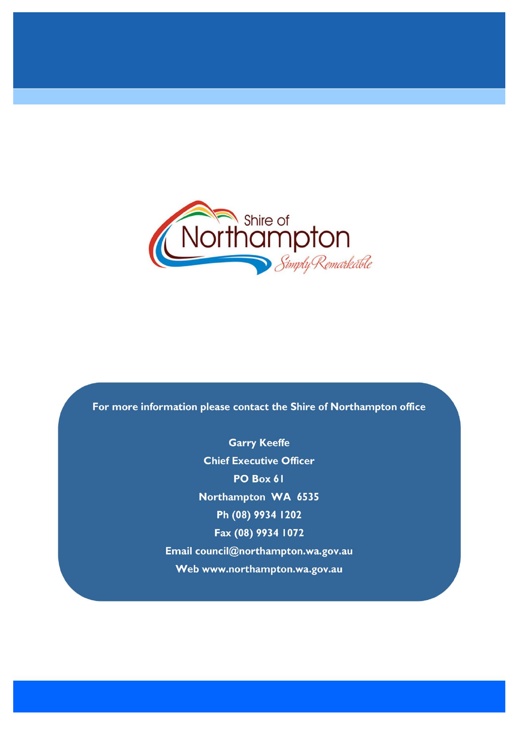Shire of Northampton

*Simply Remarkable*

**For more information please contact the Shire of Northampton office**

**Garry Keeffe**

**Chief Executive Officer**

**PO Box 61**

**Northampton WA 6535**

**Ph (08) 9934 1202**

**Fax (08) 9934 1072**

**Email council@northampton.wa.gov.au**

**Web www.northampton.wa.gov.au**